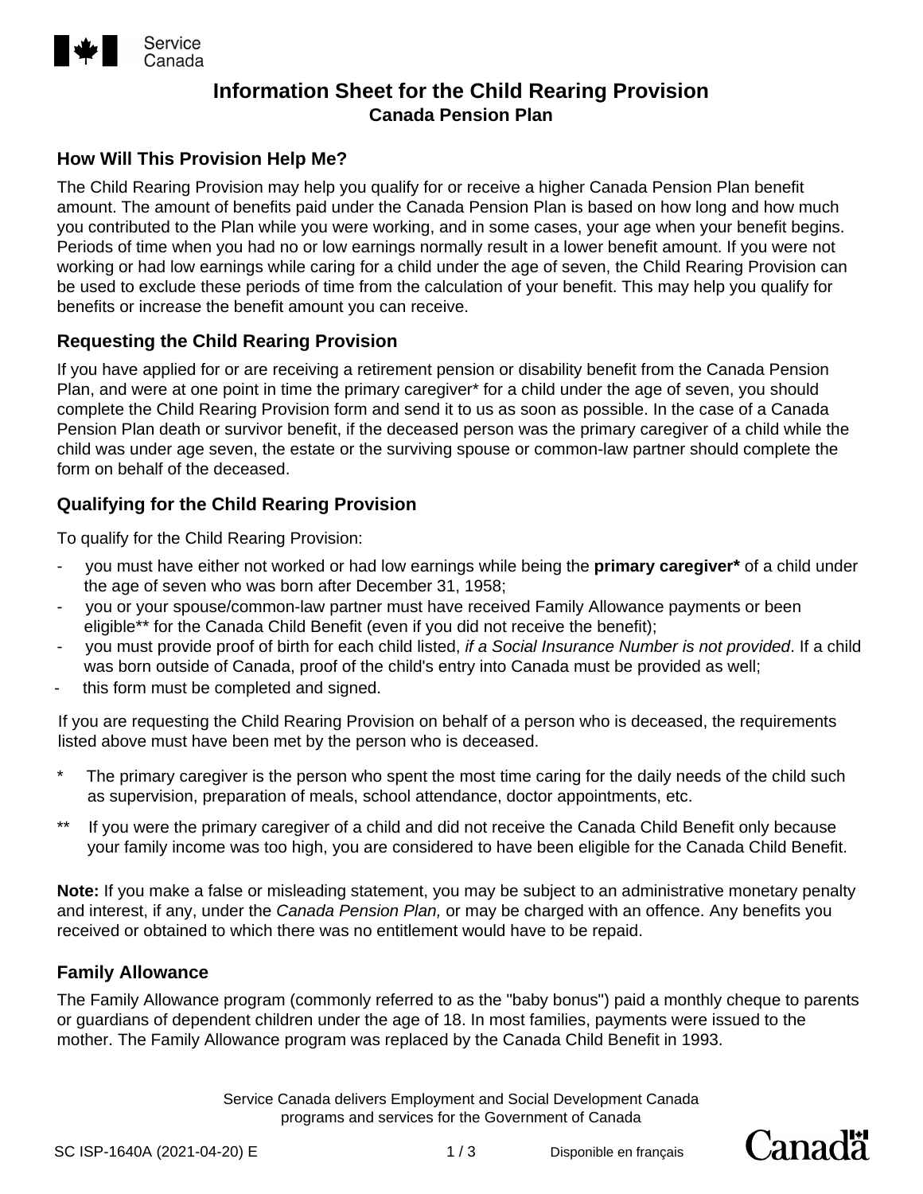Service Canada

# Information Sheet for the Child Rearing Provision

**Canada Pension Plan**

## How Will This Provision Help Me?

The Child Rearing Provision may help you qualify for or receive a higher Canada Pension Plan benefit amount. The amount of benefits paid under the Canada Pension Plan is based on how long and how much you contributed to the Plan while you were working, and in some cases, your age when your benefit begins. Periods of time when you had no or low earnings normally result in a lower benefit amount. If you were not working or had low earnings while caring for a child under the age of seven, the Child Rearing Provision can be used to exclude these periods of time from the calculation of your benefit. This may help you qualify for benefits or increase the benefit amount you can receive.

## Requesting the Child Rearing Provision

If you have applied for or are receiving a retirement pension or disability benefit from the Canada Pension Plan, and were at one point in time the primary caregiver* for a child under the age of seven, you should complete the Child Rearing Provision form and send it to us as soon as possible. In the case of a Canada Pension Plan death or survivor benefit, if the deceased person was the primary caregiver of a child while the child was under age seven, the estate or the surviving spouse or common-law partner should complete the form on behalf of the deceased.

## Qualifying for the Child Rearing Provision

To qualify for the Child Rearing Provision:

- you must have either not worked or had low earnings while being the **primary caregiver*** of a child under the age of seven who was born after December 31, 1958;
- you or your spouse/common-law partner must have received Family Allowance payments or been eligible** for the Canada Child Benefit (even if you did not receive the benefit);
- you must provide proof of birth for each child listed, *if a Social Insurance Number is not provided*. If a child was born outside of Canada, proof of the child's entry into Canada must be provided as well;
- this form must be completed and signed.

If you are requesting the Child Rearing Provision on behalf of a person who is deceased, the requirements listed above must have been met by the person who is deceased.

\* The primary caregiver is the person who spent the most time caring for the daily needs of the child such as supervision, preparation of meals, school attendance, doctor appointments, etc.

\** If you were the primary caregiver of a child and did not receive the Canada Child Benefit only because your family income was too high, you are considered to have been eligible for the Canada Child Benefit.

**Note:** If you make a false or misleading statement, you may be subject to an administrative monetary penalty and interest, if any, under the *Canada Pension Plan,* or may be charged with an offence. Any benefits you received or obtained to which there was no entitlement would have to be repaid.

## Family Allowance

The Family Allowance program (commonly referred to as the "baby bonus") paid a monthly cheque to parents or guardians of dependent children under the age of 18. In most families, payments were issued to the mother. The Family Allowance program was replaced by the Canada Child Benefit in 1993.

Service Canada delivers Employment and Social Development Canada programs and services for the Government of Canada

SC ISP-1640A (2021-04-20) E

Disponible en français

Canada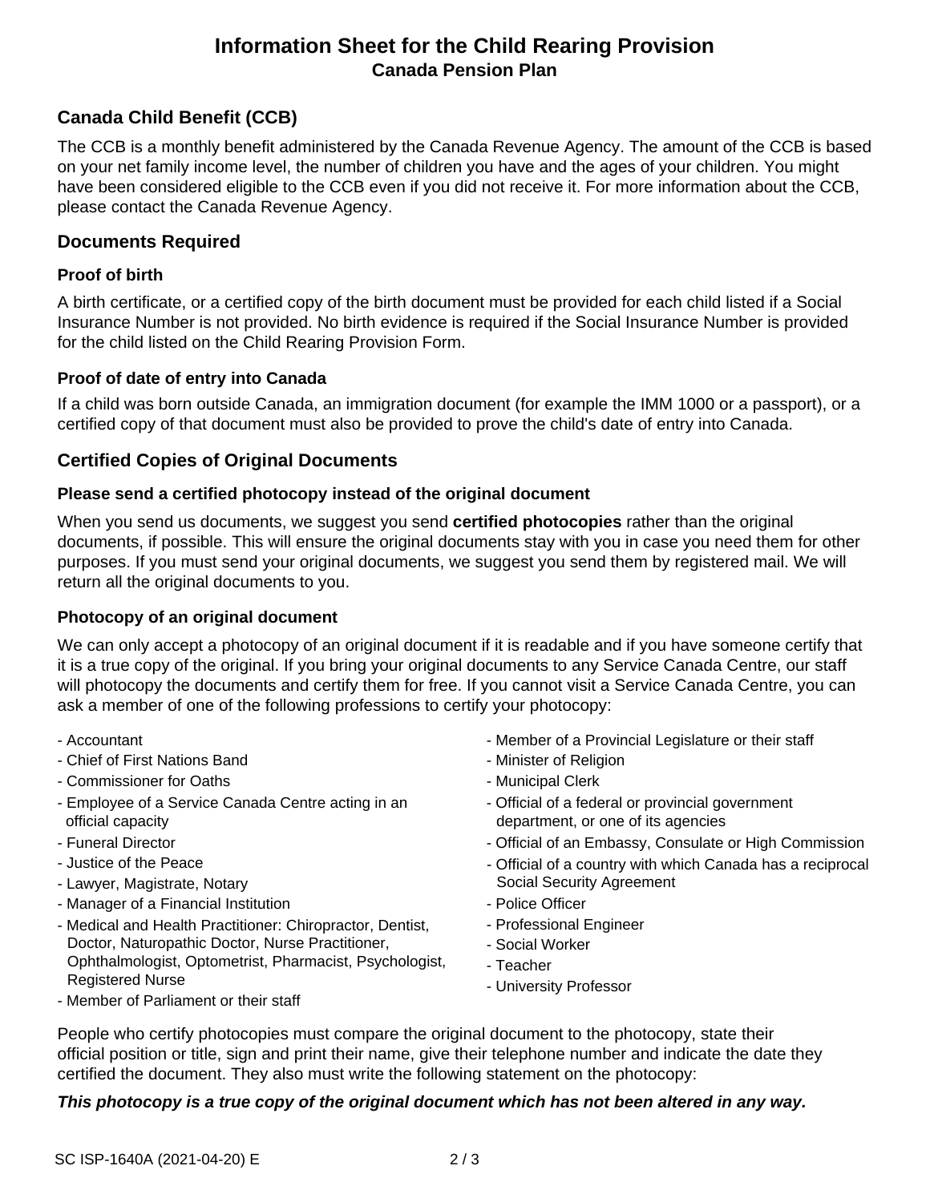# Information Sheet for the Child Rearing Provision

**Canada Pension Plan**

## Canada Child Benefit (CCB)

The CCB is a monthly benefit administered by the Canada Revenue Agency. The amount of the CCB is based on your net family income level, the number of children you have and the ages of your children. You might have been considered eligible to the CCB even if you did not receive it. For more information about the CCB, please contact the Canada Revenue Agency.

## Documents Required

### Proof of birth

A birth certificate, or a certified copy of the birth document must be provided for each child listed if a Social Insurance Number is not provided. No birth evidence is required if the Social Insurance Number is provided for the child listed on the Child Rearing Provision Form.

### Proof of date of entry into Canada

If a child was born outside Canada, an immigration document (for example the IMM 1000 or a passport), or a certified copy of that document must also be provided to prove the child's date of entry into Canada.

## Certified Copies of Original Documents

### Please send a certified photocopy instead of the original document

When you send us documents, we suggest you send **certified photocopies** rather than the original documents, if possible. This will ensure the original documents stay with you in case you need them for other purposes. If you must send your original documents, we suggest you send them by registered mail. We will return all the original documents to you.

### Photocopy of an original document

We can only accept a photocopy of an original document if it is readable and if you have someone certify that it is a true copy of the original. If you bring your original documents to any Service Canada Centre, our staff will photocopy the documents and certify them for free. If you cannot visit a Service Canada Centre, you can ask a member of one of the following professions to certify your photocopy:

- Accountant
- Chief of First Nations Band
- Commissioner for Oaths
- Employee of a Service Canada Centre acting in an official capacity
- Funeral Director
- Justice of the Peace
- Lawyer, Magistrate, Notary
- Manager of a Financial Institution
- Medical and Health Practitioner: Chiropractor, Dentist, Doctor, Naturopathic Doctor, Nurse Practitioner, Ophthalmologist, Optometrist, Pharmacist, Psychologist, Registered Nurse
- Member of Parliament or their staff
- Member of a Provincial Legislature or their staff
- Minister of Religion
- Municipal Clerk
- Official of a federal or provincial government department, or one of its agencies
- Official of an Embassy, Consulate or High Commission
- Official of a country with which Canada has a reciprocal Social Security Agreement
- Police Officer
- Professional Engineer
- Social Worker
- Teacher
- University Professor

People who certify photocopies must compare the original document to the photocopy, state their official position or title, sign and print their name, give their telephone number and indicate the date they certified the document. They also must write the following statement on the photocopy:

***This photocopy is a true copy of the original document which has not been altered in any way.***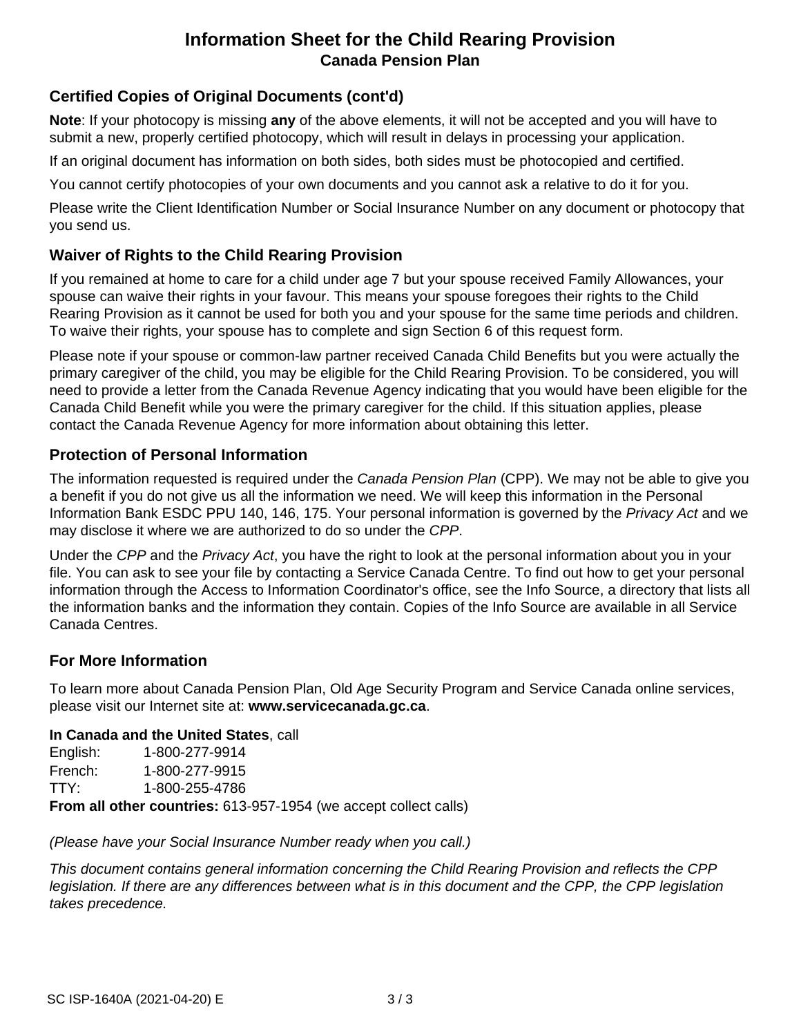## Certified Copies of Original Documents (cont'd)

**Note**: If your photocopy is missing **any** of the above elements, it will not be accepted and you will have to submit a new, properly certified photocopy, which will result in delays in processing your application.

If an original document has information on both sides, both sides must be photocopied and certified.

You cannot certify photocopies of your own documents and you cannot ask a relative to do it for you.

Please write the Client Identification Number or Social Insurance Number on any document or photocopy that you send us.

## Waiver of Rights to the Child Rearing Provision

If you remained at home to care for a child under age 7 but your spouse received Family Allowances, your spouse can waive their rights in your favour. This means your spouse foregoes their rights to the Child Rearing Provision as it cannot be used for both you and your spouse for the same time periods and children. To waive their rights, your spouse has to complete and sign Section 6 of this request form.

Please note if your spouse or common-law partner received Canada Child Benefits but you were actually the primary caregiver of the child, you may be eligible for the Child Rearing Provision. To be considered, you will need to provide a letter from the Canada Revenue Agency indicating that you would have been eligible for the Canada Child Benefit while you were the primary caregiver for the child. If this situation applies, please contact the Canada Revenue Agency for more information about obtaining this letter.

## Protection of Personal Information

The information requested is required under the *Canada Pension Plan* (CPP). We may not be able to give you a benefit if you do not give us all the information we need. We will keep this information in the Personal Information Bank ESDC PPU 140, 146, 175. Your personal information is governed by the *Privacy Act* and we may disclose it where we are authorized to do so under the *CPP*.

Under the *CPP* and the *Privacy Act*, you have the right to look at the personal information about you in your file. You can ask to see your file by contacting a Service Canada Centre. To find out how to get your personal information through the Access to Information Coordinator's office, see the Info Source, a directory that lists all the information banks and the information they contain. Copies of the Info Source are available in all Service Canada Centres.

## For More Information

To learn more about Canada Pension Plan, Old Age Security Program and Service Canada online services, please visit our Internet site at: **www.servicecanada.gc.ca**.

**In Canada and the United States**, call
English: 1-800-277-9914
French: 1-800-277-9915
TTY: 1-800-255-4786
**From all other countries:** 613-957-1954 (we accept collect calls)

*(Please have your Social Insurance Number ready when you call.)*

*This document contains general information concerning the Child Rearing Provision and reflects the CPP legislation. If there are any differences between what is in this document and the CPP, the CPP legislation takes precedence.*

SC ISP-1640A (2021-04-20) E